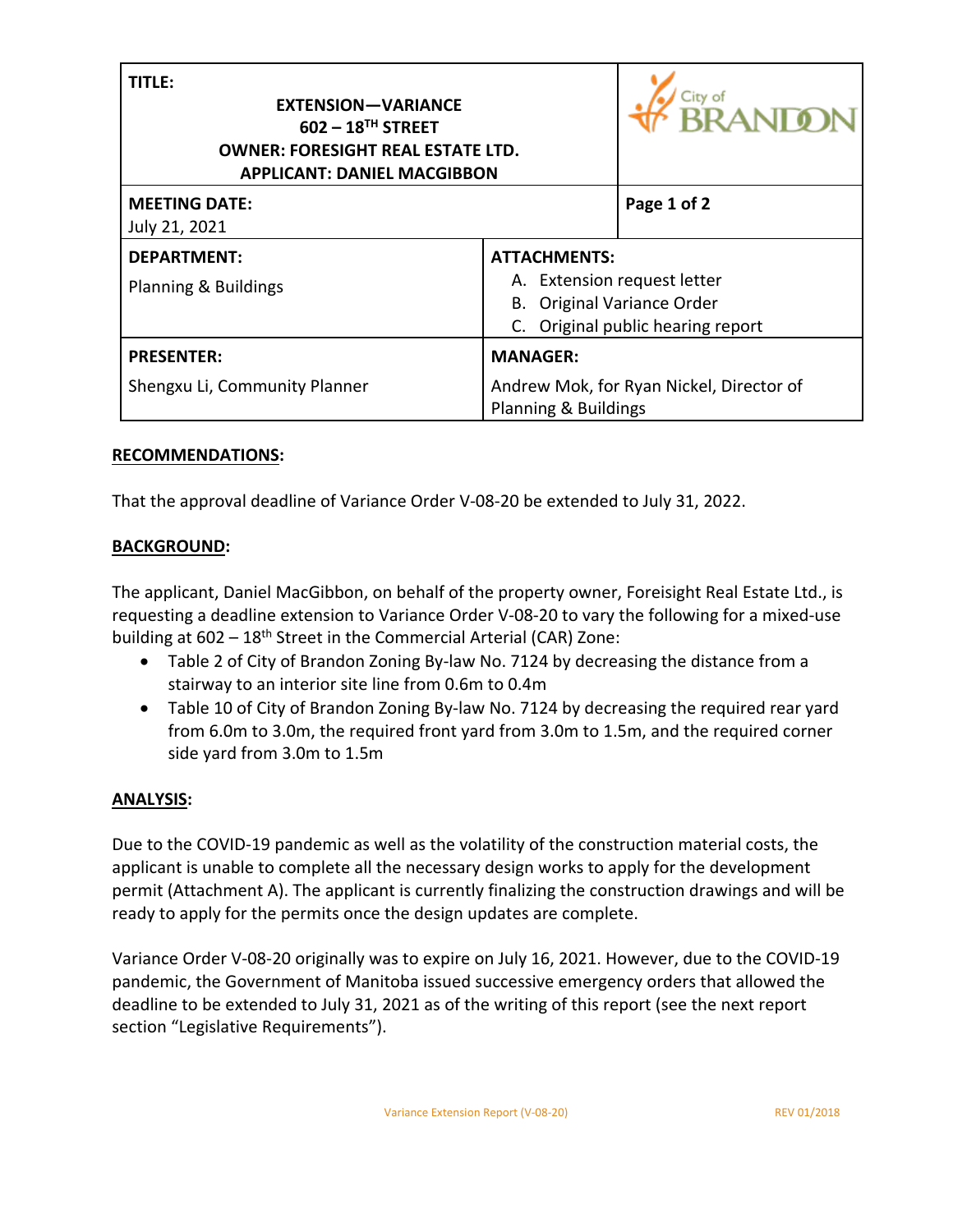| **TITLE:**<br>**EXTENSION—VARIANCE**<br>**602 – 18TH STREET**<br>**OWNER: FORESIGHT REAL ESTATE LTD.**<br>**APPLICANT: DANIEL MACGIBBON** | | City of BRANDON |
|---|---|---|
| **MEETING DATE:**<br>July 21, 2021 | | |
| **DEPARTMENT:**<br>Planning & Buildings | **ATTACHMENTS:**<br>A. Extension request letter<br>B. Original Variance Order<br>C. Original public hearing report | |
| **PRESENTER:**<br>Shengxu Li, Community Planner | **MANAGER:**<br>Andrew Mok, for Ryan Nickel, Director of Planning & Buildings | |

## RECOMMENDATIONS:

That the approval deadline of Variance Order V-08-20 be extended to July 31, 2022.

## BACKGROUND:

The applicant, Daniel MacGibbon, on behalf of the property owner, Foreisight Real Estate Ltd., is requesting a deadline extension to Variance Order V-08-20 to vary the following for a mixed-use building at 602 – 18th Street in the Commercial Arterial (CAR) Zone:

- Table 2 of City of Brandon Zoning By-law No. 7124 by decreasing the distance from a stairway to an interior site line from 0.6m to 0.4m
- Table 10 of City of Brandon Zoning By-law No. 7124 by decreasing the required rear yard from 6.0m to 3.0m, the required front yard from 3.0m to 1.5m, and the required corner side yard from 3.0m to 1.5m

## ANALYSIS:

Due to the COVID-19 pandemic as well as the volatility of the construction material costs, the applicant is unable to complete all the necessary design works to apply for the development permit (Attachment A). The applicant is currently finalizing the construction drawings and will be ready to apply for the permits once the design updates are complete.

Variance Order V-08-20 originally was to expire on July 16, 2021. However, due to the COVID-19 pandemic, the Government of Manitoba issued successive emergency orders that allowed the deadline to be extended to July 31, 2021 as of the writing of this report (see the next report section "Legislative Requirements").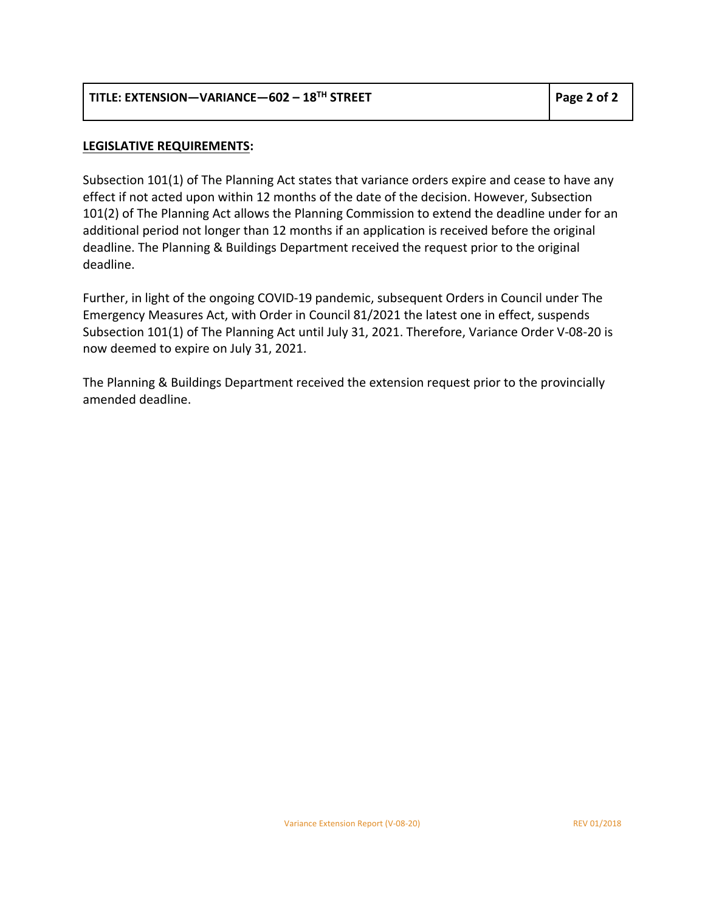**LEGISLATIVE REQUIREMENTS:**

Subsection 101(1) of The Planning Act states that variance orders expire and cease to have any effect if not acted upon within 12 months of the date of the decision. However, Subsection 101(2) of The Planning Act allows the Planning Commission to extend the deadline under for an additional period not longer than 12 months if an application is received before the original deadline. The Planning & Buildings Department received the request prior to the original deadline.

Further, in light of the ongoing COVID-19 pandemic, subsequent Orders in Council under The Emergency Measures Act, with Order in Council 81/2021 the latest one in effect, suspends Subsection 101(1) of The Planning Act until July 31, 2021. Therefore, Variance Order V-08-20 is now deemed to expire on July 31, 2021.

The Planning & Buildings Department received the extension request prior to the provincially amended deadline.